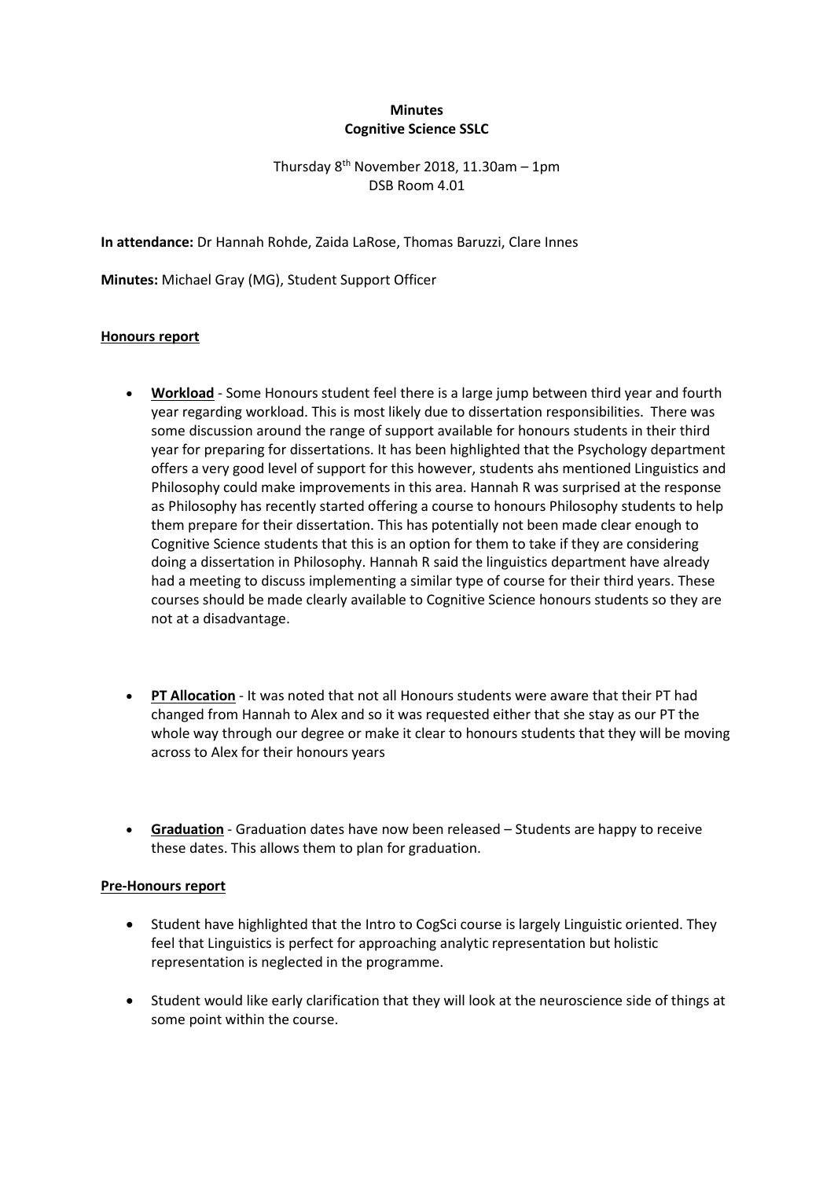**Minutes**
**Cognitive Science SSLC**

Thursday 8th November 2018, 11.30am – 1pm
DSB Room 4.01

**In attendance:** Dr Hannah Rohde, Zaida LaRose, Thomas Baruzzi, Clare Innes

**Minutes:** Michael Gray (MG), Student Support Officer

**Honours report**

- **Workload** - Some Honours student feel there is a large jump between third year and fourth year regarding workload. This is most likely due to dissertation responsibilities. There was some discussion around the range of support available for honours students in their third year for preparing for dissertations. It has been highlighted that the Psychology department offers a very good level of support for this however, students ahs mentioned Linguistics and Philosophy could make improvements in this area. Hannah R was surprised at the response as Philosophy has recently started offering a course to honours Philosophy students to help them prepare for their dissertation. This has potentially not been made clear enough to Cognitive Science students that this is an option for them to take if they are considering doing a dissertation in Philosophy. Hannah R said the linguistics department have already had a meeting to discuss implementing a similar type of course for their third years. These courses should be made clearly available to Cognitive Science honours students so they are not at a disadvantage.

- **PT Allocation** - It was noted that not all Honours students were aware that their PT had changed from Hannah to Alex and so it was requested either that she stay as our PT the whole way through our degree or make it clear to honours students that they will be moving across to Alex for their honours years

- **Graduation** - Graduation dates have now been released – Students are happy to receive these dates. This allows them to plan for graduation.

**Pre-Honours report**

- Student have highlighted that the Intro to CogSci course is largely Linguistic oriented. They feel that Linguistics is perfect for approaching analytic representation but holistic representation is neglected in the programme.

- Student would like early clarification that they will look at the neuroscience side of things at some point within the course.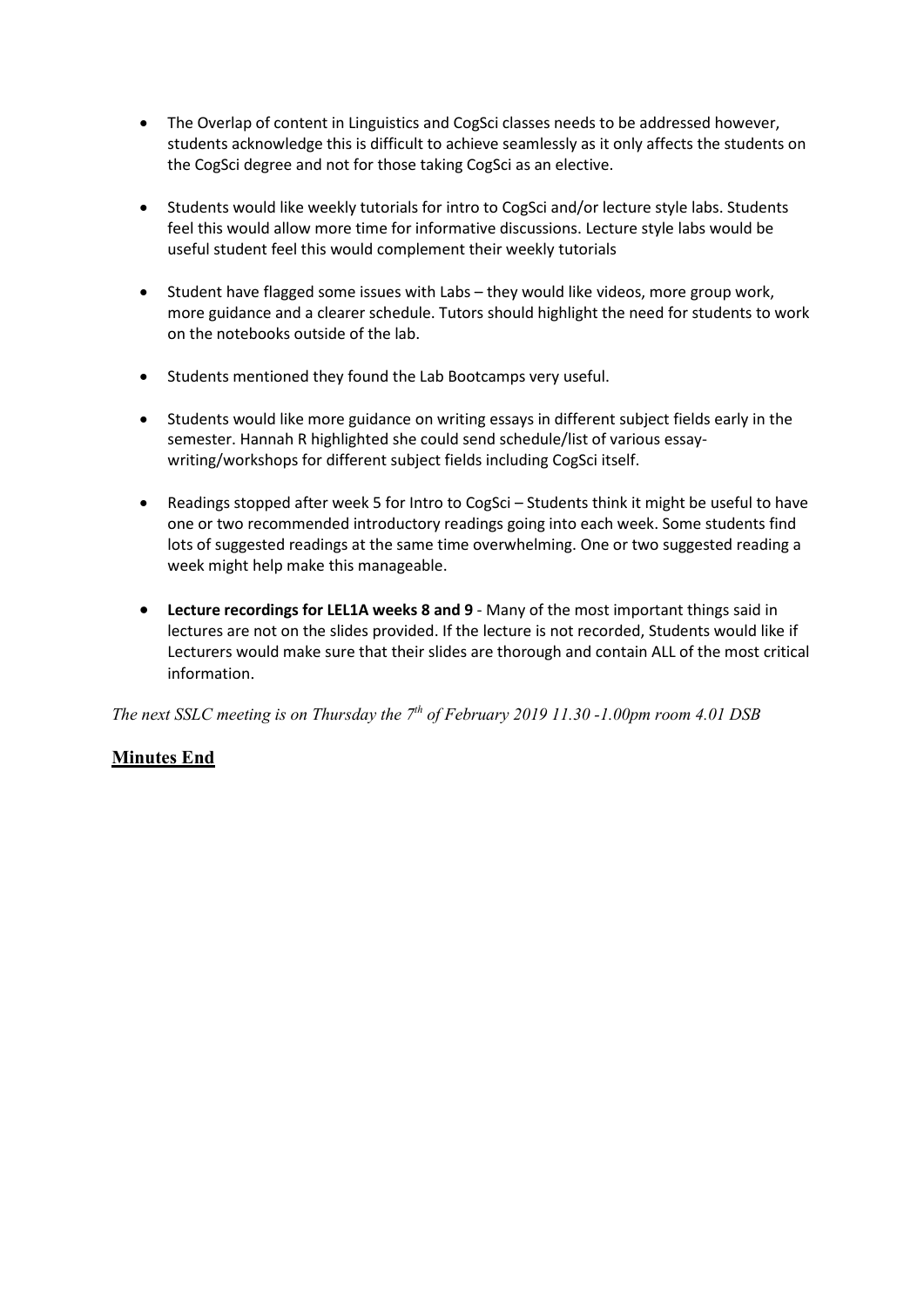- The Overlap of content in Linguistics and CogSci classes needs to be addressed however, students acknowledge this is difficult to achieve seamlessly as it only affects the students on the CogSci degree and not for those taking CogSci as an elective.

- Students would like weekly tutorials for intro to CogSci and/or lecture style labs. Students feel this would allow more time for informative discussions. Lecture style labs would be useful student feel this would complement their weekly tutorials

- Student have flagged some issues with Labs – they would like videos, more group work, more guidance and a clearer schedule. Tutors should highlight the need for students to work on the notebooks outside of the lab.

- Students mentioned they found the Lab Bootcamps very useful.

- Students would like more guidance on writing essays in different subject fields early in the semester. Hannah R highlighted she could send schedule/list of various essay-writing/workshops for different subject fields including CogSci itself.

- Readings stopped after week 5 for Intro to CogSci – Students think it might be useful to have one or two recommended introductory readings going into each week. Some students find lots of suggested readings at the same time overwhelming. One or two suggested reading a week might help make this manageable.

- **Lecture recordings for LEL1A weeks 8 and 9** - Many of the most important things said in lectures are not on the slides provided. If the lecture is not recorded, Students would like if Lecturers would make sure that their slides are thorough and contain ALL of the most critical information.

*The next SSLC meeting is on Thursday the 7th of February 2019 11.30 -1.00pm room 4.01 DSB*

**Minutes End**